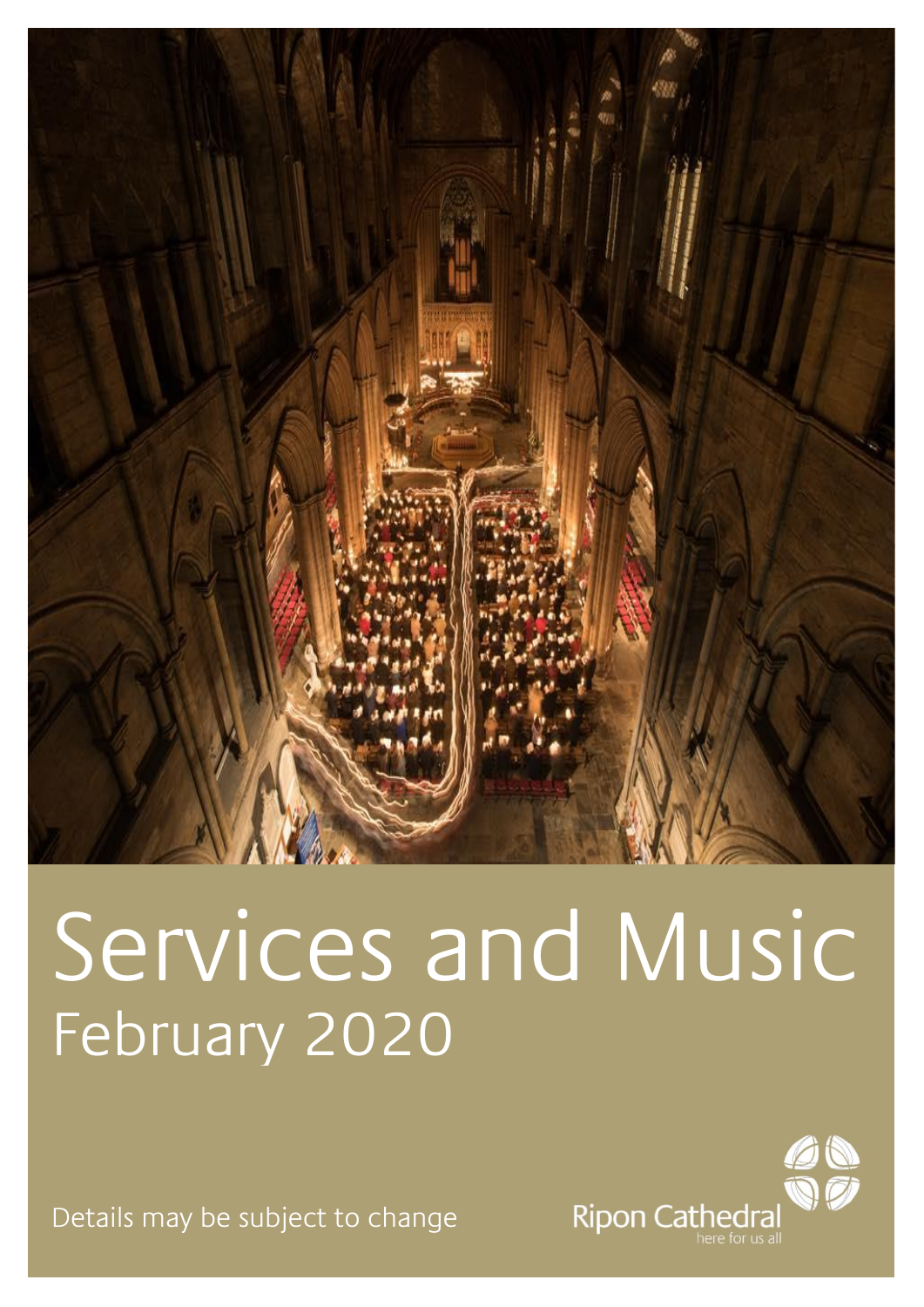# Services and Music

## February 2020

Details may be subject to change

Ripon Cathedral

here for us all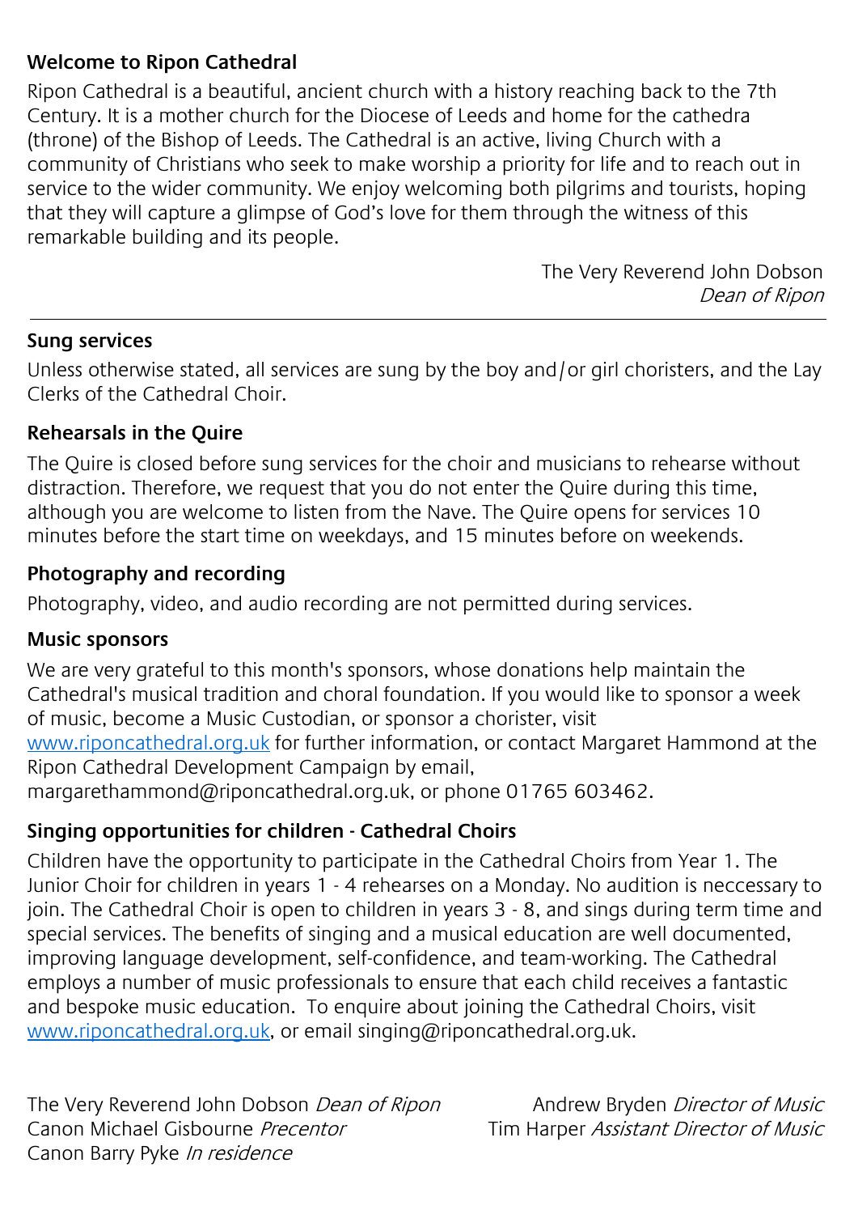## Welcome to Ripon Cathedral

Ripon Cathedral is a beautiful, ancient church with a history reaching back to the 7th Century. It is a mother church for the Diocese of Leeds and home for the cathedra (throne) of the Bishop of Leeds. The Cathedral is an active, living Church with a community of Christians who seek to make worship a priority for life and to reach out in service to the wider community. We enjoy welcoming both pilgrims and tourists, hoping that they will capture a glimpse of God's love for them through the witness of this remarkable building and its people.

The Very Reverend John Dobson
*Dean of Ripon*

---

## Sung services

Unless otherwise stated, all services are sung by the boy and/or girl choristers, and the Lay Clerks of the Cathedral Choir.

## Rehearsals in the Quire

The Quire is closed before sung services for the choir and musicians to rehearse without distraction. Therefore, we request that you do not enter the Quire during this time, although you are welcome to listen from the Nave. The Quire opens for services 10 minutes before the start time on weekdays, and 15 minutes before on weekends.

## Photography and recording

Photography, video, and audio recording are not permitted during services.

## Music sponsors

We are very grateful to this month's sponsors, whose donations help maintain the Cathedral's musical tradition and choral foundation. If you would like to sponsor a week of music, become a Music Custodian, or sponsor a chorister, visit [www.riponcathedral.org.uk](www.riponcathedral.org.uk) for further information, or contact Margaret Hammond at the Ripon Cathedral Development Campaign by email, margarethammond@riponcathedral.org.uk, or phone 01765 603462.

## Singing opportunities for children - Cathedral Choirs

Children have the opportunity to participate in the Cathedral Choirs from Year 1. The Junior Choir for children in years 1 - 4 rehearses on a Monday. No audition is neccessary to join. The Cathedral Choir is open to children in years 3 - 8, and sings during term time and special services. The benefits of singing and a musical education are well documented, improving language development, self-confidence, and team-working. The Cathedral employs a number of music professionals to ensure that each child receives a fantastic and bespoke music education. To enquire about joining the Cathedral Choirs, visit [www.riponcathedral.org.uk](www.riponcathedral.org.uk), or email singing@riponcathedral.org.uk.

The Very Reverend John Dobson *Dean of Ripon*
Canon Michael Gisbourne *Precentor*
Canon Barry Pyke *In residence*

Andrew Bryden *Director of Music*
Tim Harper *Assistant Director of Music*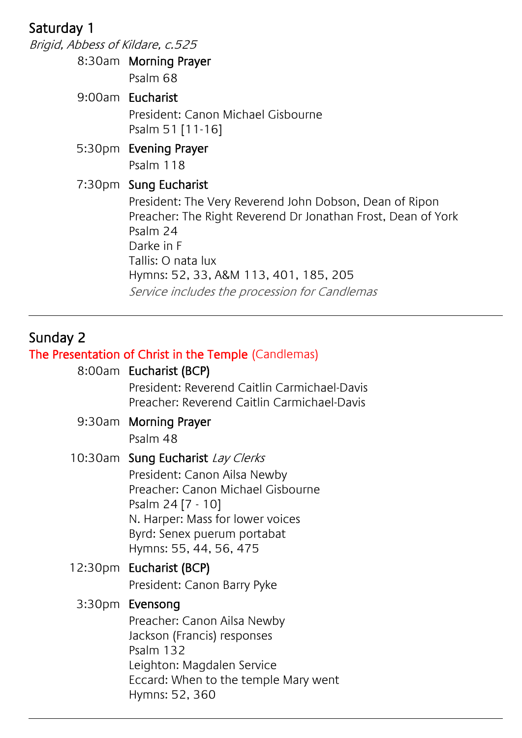## Saturday 1

*Brigid, Abbess of Kildare, c.525*

8:30am **Morning Prayer**
Psalm 68

9:00am **Eucharist**
President: Canon Michael Gisbourne
Psalm 51 [11-16]

5:30pm **Evening Prayer**
Psalm 118

7:30pm **Sung Eucharist**
President: The Very Reverend John Dobson, Dean of Ripon
Preacher: The Right Reverend Dr Jonathan Frost, Dean of York
Psalm 24
Darke in F
Tallis: O nata lux
Hymns: 52, 33, A&M 113, 401, 185, 205
*Service includes the procession for Candlemas*

---

## Sunday 2

**The Presentation of Christ in the Temple (Candlemas)**

8:00am **Eucharist (BCP)**
President: Reverend Caitlin Carmichael-Davis
Preacher: Reverend Caitlin Carmichael-Davis

9:30am **Morning Prayer**
Psalm 48

10:30am **Sung Eucharist** *Lay Clerks*
President: Canon Ailsa Newby
Preacher: Canon Michael Gisbourne
Psalm 24 [7 - 10]
N. Harper: Mass for lower voices
Byrd: Senex puerum portabat
Hymns: 55, 44, 56, 475

12:30pm **Eucharist (BCP)**
President: Canon Barry Pyke

3:30pm **Evensong**
Preacher: Canon Ailsa Newby
Jackson (Francis) responses
Psalm 132
Leighton: Magdalen Service
Eccard: When to the temple Mary went
Hymns: 52, 360

---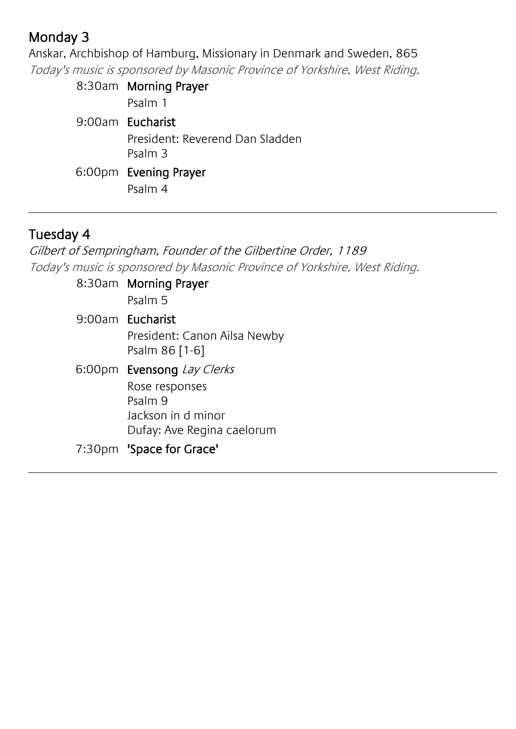## Monday 3

Anskar, Archbishop of Hamburg, Missionary in Denmark and Sweden, 865

*Today's music is sponsored by Masonic Province of Yorkshire, West Riding.*

8:30am **Morning Prayer**
Psalm 1

9:00am **Eucharist**
President: Reverend Dan Sladden
Psalm 3

6:00pm **Evening Prayer**
Psalm 4

---

## Tuesday 4

*Gilbert of Sempringham, Founder of the Gilbertine Order, 1189*

*Today's music is sponsored by Masonic Province of Yorkshire, West Riding.*

8:30am **Morning Prayer**
Psalm 5

9:00am **Eucharist**
President: Canon Ailsa Newby
Psalm 86 [1-6]

6:00pm **Evensong** *Lay Clerks*
Rose responses
Psalm 9
Jackson in d minor
Dufay: Ave Regina caelorum

7:30pm **'Space for Grace'**

---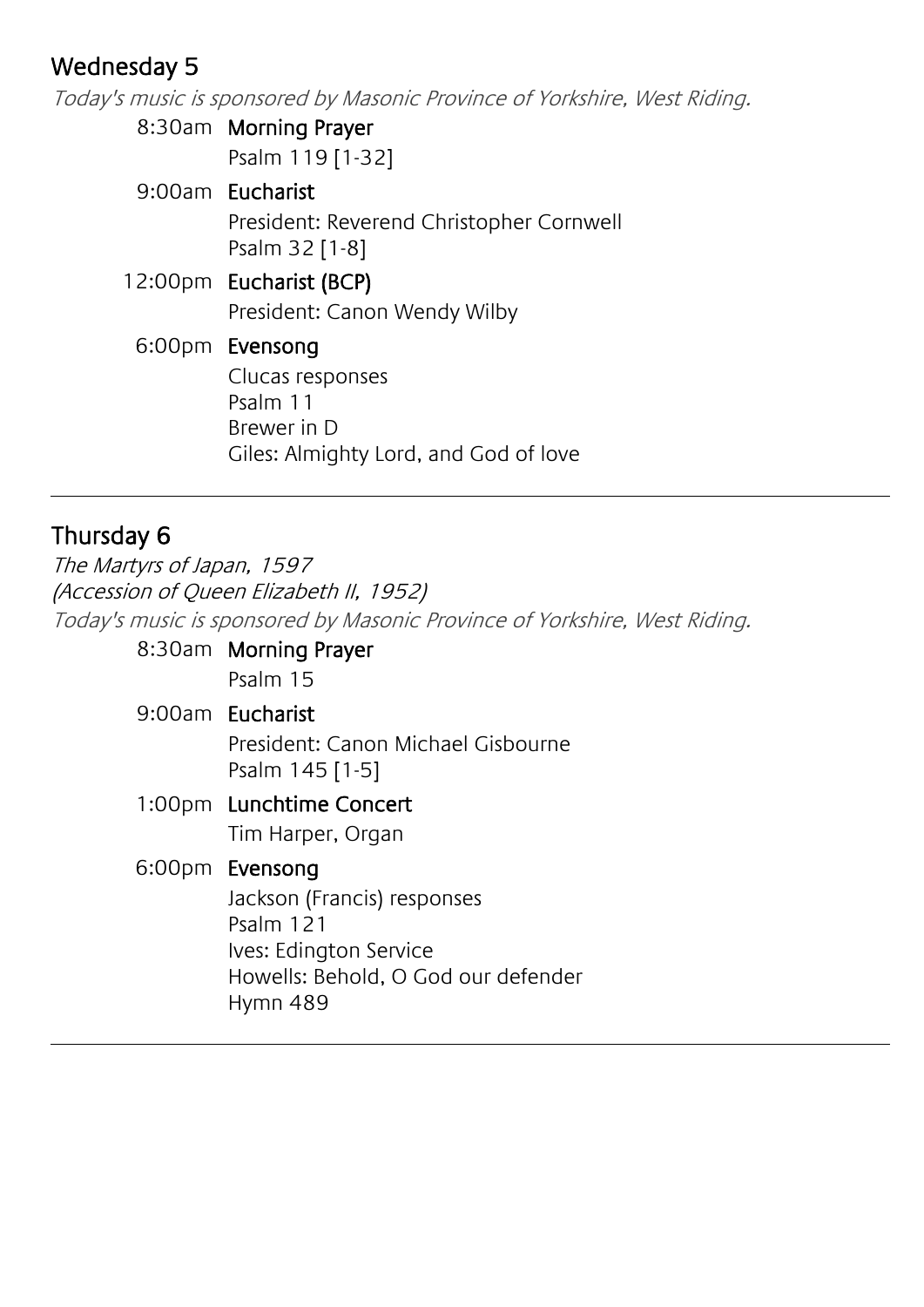## Wednesday 5

*Today's music is sponsored by Masonic Province of Yorkshire, West Riding.*

8:30am **Morning Prayer**
Psalm 119 [1-32]

9:00am **Eucharist**
President: Reverend Christopher Cornwell
Psalm 32 [1-8]

12:00pm **Eucharist (BCP)**
President: Canon Wendy Wilby

6:00pm **Evensong**
Clucas responses
Psalm 11
Brewer in D
Giles: Almighty Lord, and God of love

---

## Thursday 6

*The Martyrs of Japan, 1597*
*(Accession of Queen Elizabeth II, 1952)*
*Today's music is sponsored by Masonic Province of Yorkshire, West Riding.*

8:30am **Morning Prayer**
Psalm 15

9:00am **Eucharist**
President: Canon Michael Gisbourne
Psalm 145 [1-5]

1:00pm **Lunchtime Concert**
Tim Harper, Organ

6:00pm **Evensong**
Jackson (Francis) responses
Psalm 121
Ives: Edington Service
Howells: Behold, O God our defender
Hymn 489

---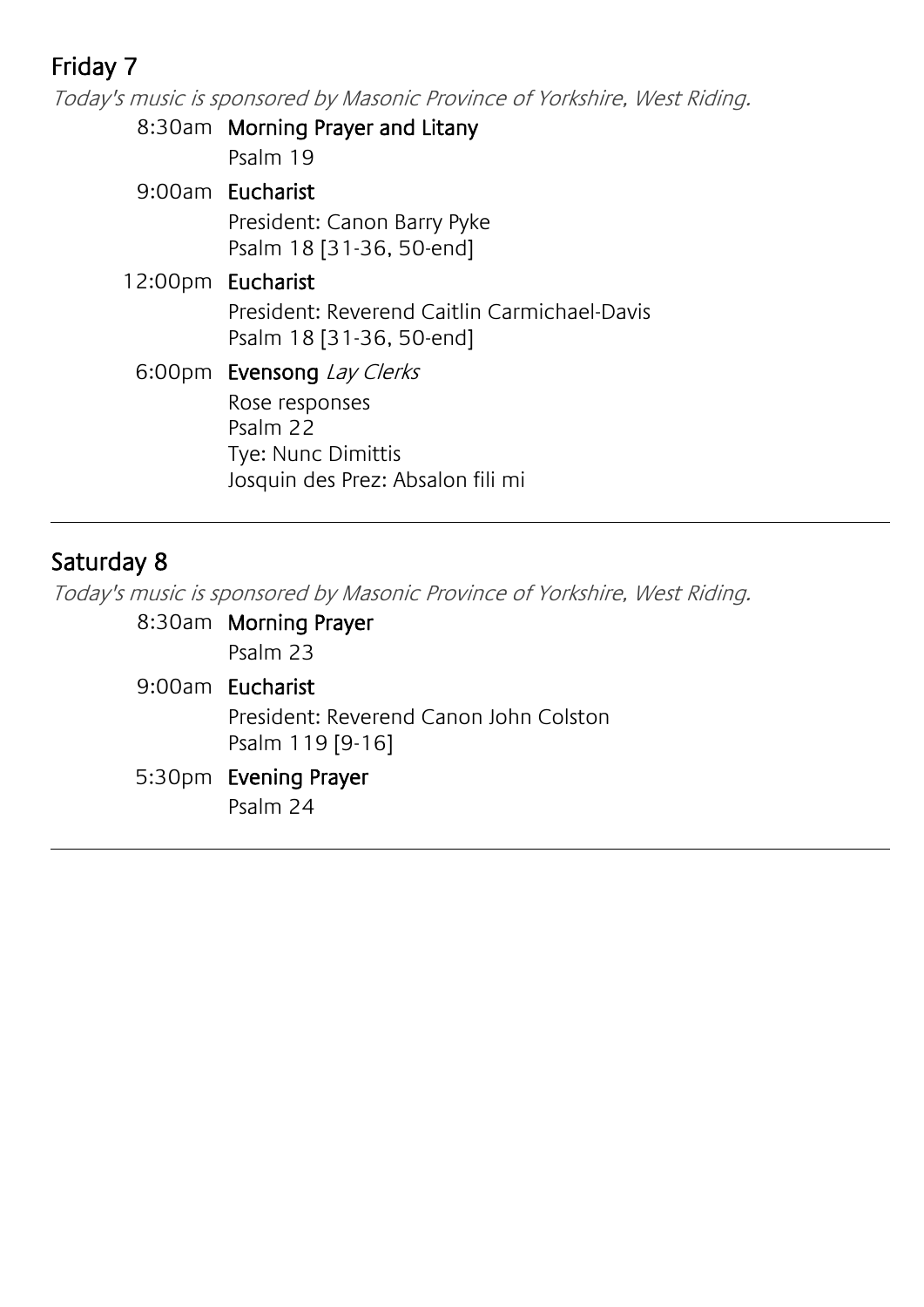## Friday 7

*Today's music is sponsored by Masonic Province of Yorkshire, West Riding.*

8:30am **Morning Prayer and Litany**
Psalm 19

9:00am **Eucharist**
President: Canon Barry Pyke
Psalm 18 [31-36, 50-end]

12:00pm **Eucharist**
President: Reverend Caitlin Carmichael-Davis
Psalm 18 [31-36, 50-end]

6:00pm **Evensong** *Lay Clerks*
Rose responses
Psalm 22
Tye: Nunc Dimittis
Josquin des Prez: Absalon fili mi

---

## Saturday 8

*Today's music is sponsored by Masonic Province of Yorkshire, West Riding.*

8:30am **Morning Prayer**
Psalm 23

9:00am **Eucharist**
President: Reverend Canon John Colston
Psalm 119 [9-16]

5:30pm **Evening Prayer**
Psalm 24

---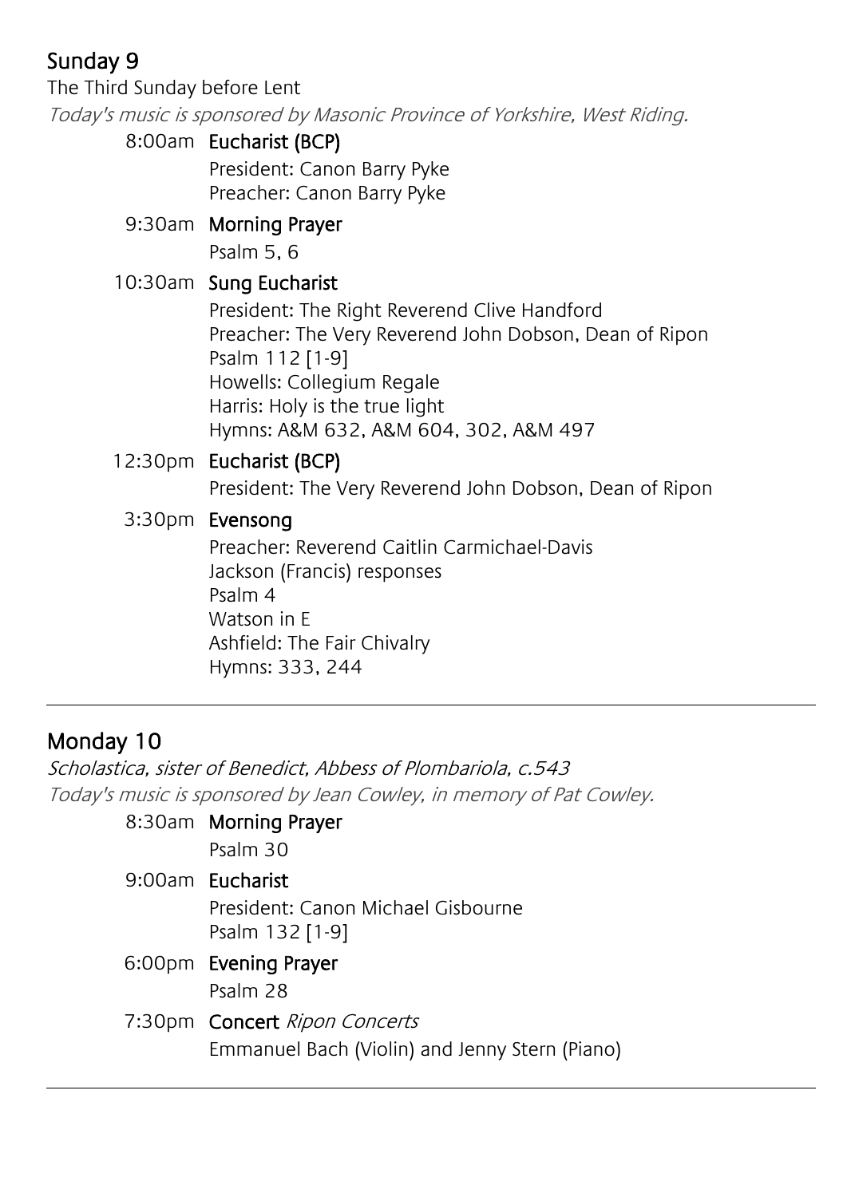## Sunday 9

The Third Sunday before Lent

*Today's music is sponsored by Masonic Province of Yorkshire, West Riding.*

8:00am **Eucharist (BCP)**
President: Canon Barry Pyke
Preacher: Canon Barry Pyke

9:30am **Morning Prayer**
Psalm 5, 6

10:30am **Sung Eucharist**
President: The Right Reverend Clive Handford
Preacher: The Very Reverend John Dobson, Dean of Ripon
Psalm 112 [1-9]
Howells: Collegium Regale
Harris: Holy is the true light
Hymns: A&M 632, A&M 604, 302, A&M 497

12:30pm **Eucharist (BCP)**
President: The Very Reverend John Dobson, Dean of Ripon

3:30pm **Evensong**
Preacher: Reverend Caitlin Carmichael-Davis
Jackson (Francis) responses
Psalm 4
Watson in E
Ashfield: The Fair Chivalry
Hymns: 333, 244

---

## Monday 10

*Scholastica, sister of Benedict, Abbess of Plombariola, c.543*

*Today's music is sponsored by Jean Cowley, in memory of Pat Cowley.*

8:30am **Morning Prayer**
Psalm 30

9:00am **Eucharist**
President: Canon Michael Gisbourne
Psalm 132 [1-9]

6:00pm **Evening Prayer**
Psalm 28

7:30pm **Concert** *Ripon Concerts*
Emmanuel Bach (Violin) and Jenny Stern (Piano)

---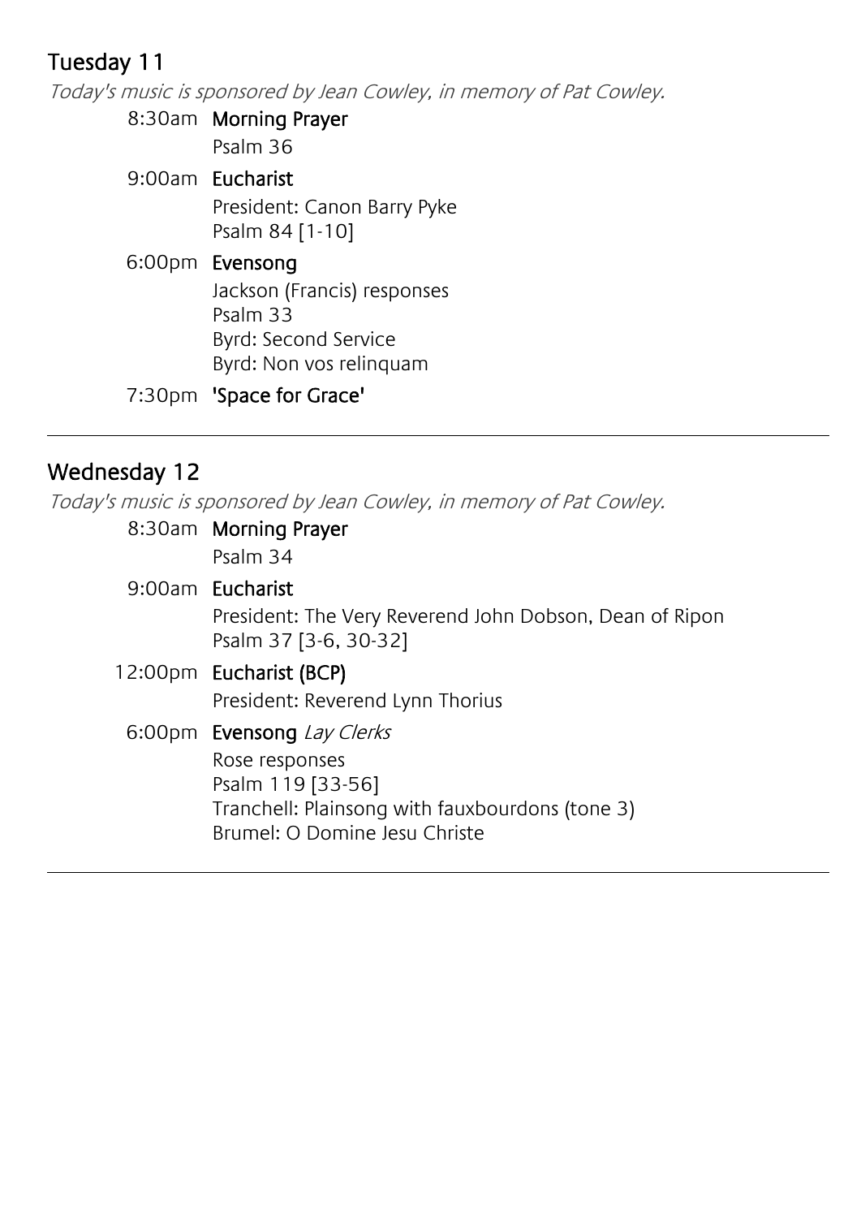## Tuesday 11

*Today's music is sponsored by Jean Cowley, in memory of Pat Cowley.*

8:30am **Morning Prayer**
Psalm 36

9:00am **Eucharist**
President: Canon Barry Pyke
Psalm 84 [1-10]

6:00pm **Evensong**
Jackson (Francis) responses
Psalm 33
Byrd: Second Service
Byrd: Non vos relinquam

7:30pm **'Space for Grace'**

---

## Wednesday 12

*Today's music is sponsored by Jean Cowley, in memory of Pat Cowley.*

8:30am **Morning Prayer**
Psalm 34

9:00am **Eucharist**
President: The Very Reverend John Dobson, Dean of Ripon
Psalm 37 [3-6, 30-32]

12:00pm **Eucharist (BCP)**
President: Reverend Lynn Thorius

6:00pm **Evensong** *Lay Clerks*
Rose responses
Psalm 119 [33-56]
Tranchell: Plainsong with fauxbourdons (tone 3)
Brumel: O Domine Jesu Christe

---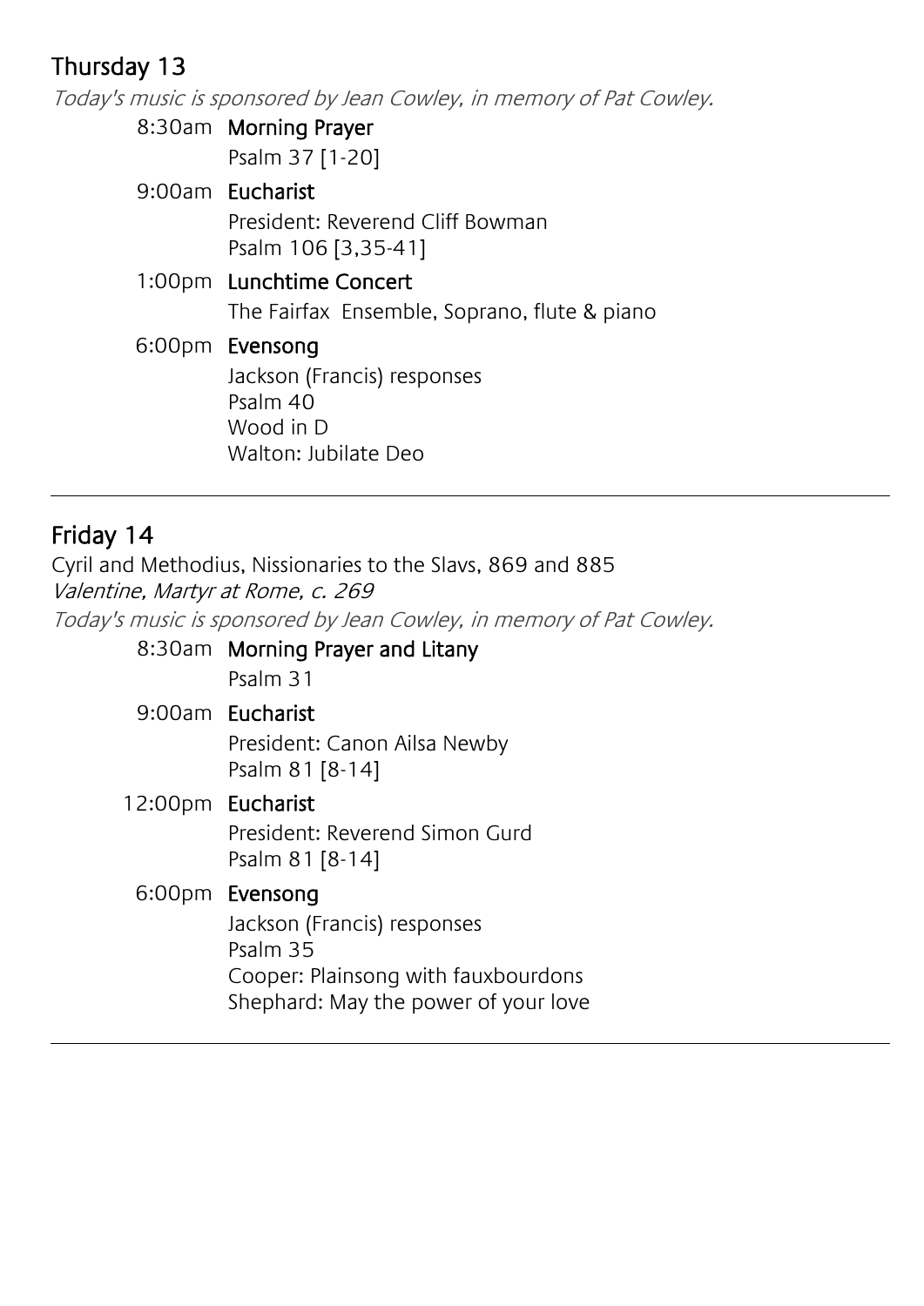## Thursday 13

*Today's music is sponsored by Jean Cowley, in memory of Pat Cowley.*

8:30am **Morning Prayer**
Psalm 37 [1-20]

9:00am **Eucharist**
President: Reverend Cliff Bowman
Psalm 106 [3,35-41]

1:00pm **Lunchtime Concert**
The Fairfax Ensemble, Soprano, flute & piano

6:00pm **Evensong**
Jackson (Francis) responses
Psalm 40
Wood in D
Walton: Jubilate Deo

---

## Friday 14

Cyril and Methodius, Nissionaries to the Slavs, 869 and 885
*Valentine, Martyr at Rome, c. 269*
*Today's music is sponsored by Jean Cowley, in memory of Pat Cowley.*

8:30am **Morning Prayer and Litany**
Psalm 31

9:00am **Eucharist**
President: Canon Ailsa Newby
Psalm 81 [8-14]

12:00pm **Eucharist**
President: Reverend Simon Gurd
Psalm 81 [8-14]

6:00pm **Evensong**
Jackson (Francis) responses
Psalm 35
Cooper: Plainsong with fauxbourdons
Shephard: May the power of your love

---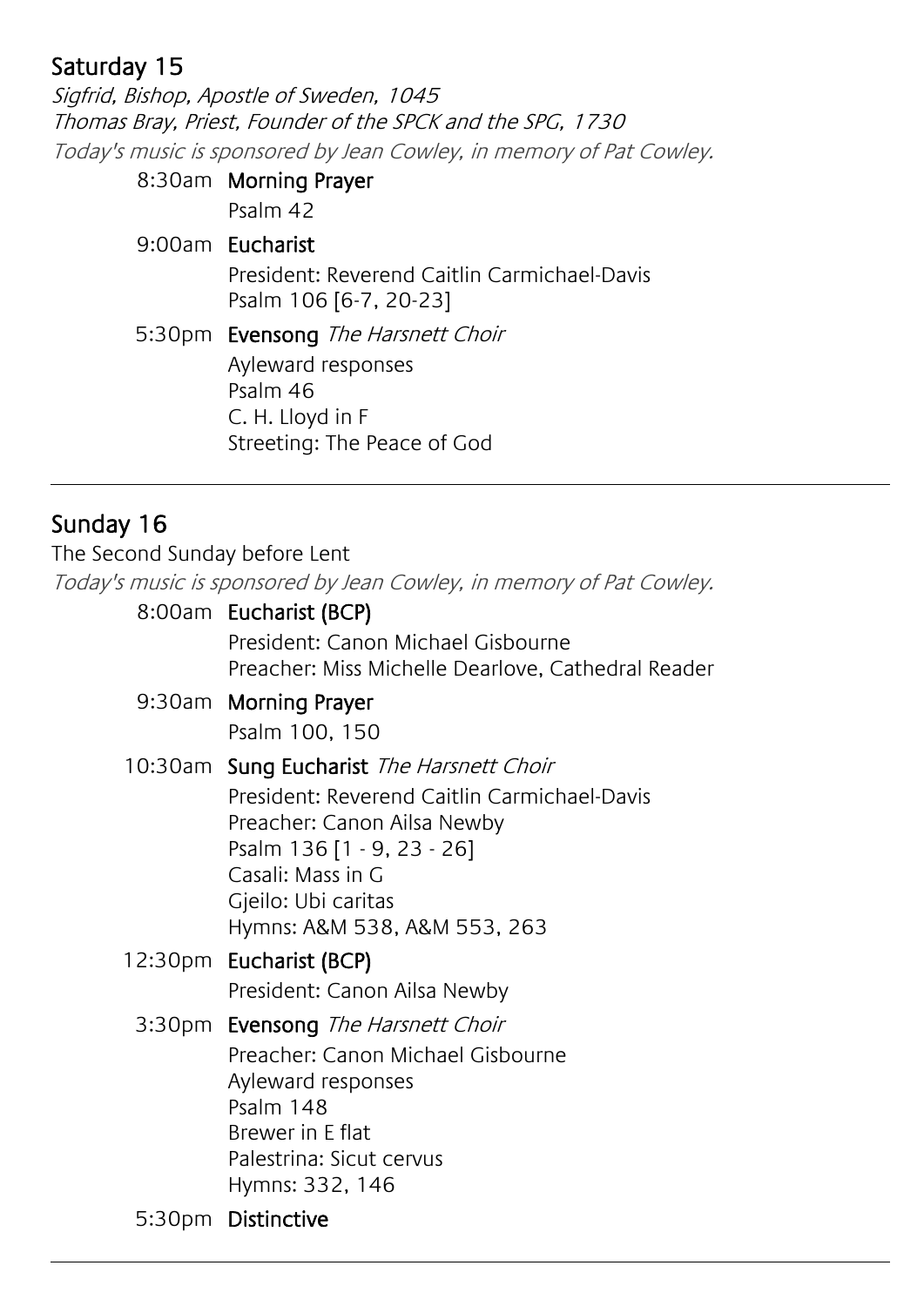## Saturday 15

*Sigfrid, Bishop, Apostle of Sweden, 1045*
*Thomas Bray, Priest, Founder of the SPCK and the SPG, 1730*
*Today's music is sponsored by Jean Cowley, in memory of Pat Cowley.*

8:30am **Morning Prayer**
Psalm 42

9:00am **Eucharist**
President: Reverend Caitlin Carmichael-Davis
Psalm 106 [6-7, 20-23]

5:30pm **Evensong** *The Harsnett Choir*
Ayleward responses
Psalm 46
C. H. Lloyd in F
Streeting: The Peace of God

---

## Sunday 16

The Second Sunday before Lent
*Today's music is sponsored by Jean Cowley, in memory of Pat Cowley.*

8:00am **Eucharist (BCP)**
President: Canon Michael Gisbourne
Preacher: Miss Michelle Dearlove, Cathedral Reader

9:30am **Morning Prayer**
Psalm 100, 150

10:30am **Sung Eucharist** *The Harsnett Choir*
President: Reverend Caitlin Carmichael-Davis
Preacher: Canon Ailsa Newby
Psalm 136 [1 - 9, 23 - 26]
Casali: Mass in G
Gjeilo: Ubi caritas
Hymns: A&M 538, A&M 553, 263

12:30pm **Eucharist (BCP)**
President: Canon Ailsa Newby

3:30pm **Evensong** *The Harsnett Choir*
Preacher: Canon Michael Gisbourne
Ayleward responses
Psalm 148
Brewer in E flat
Palestrina: Sicut cervus
Hymns: 332, 146

5:30pm **Distinctive**

---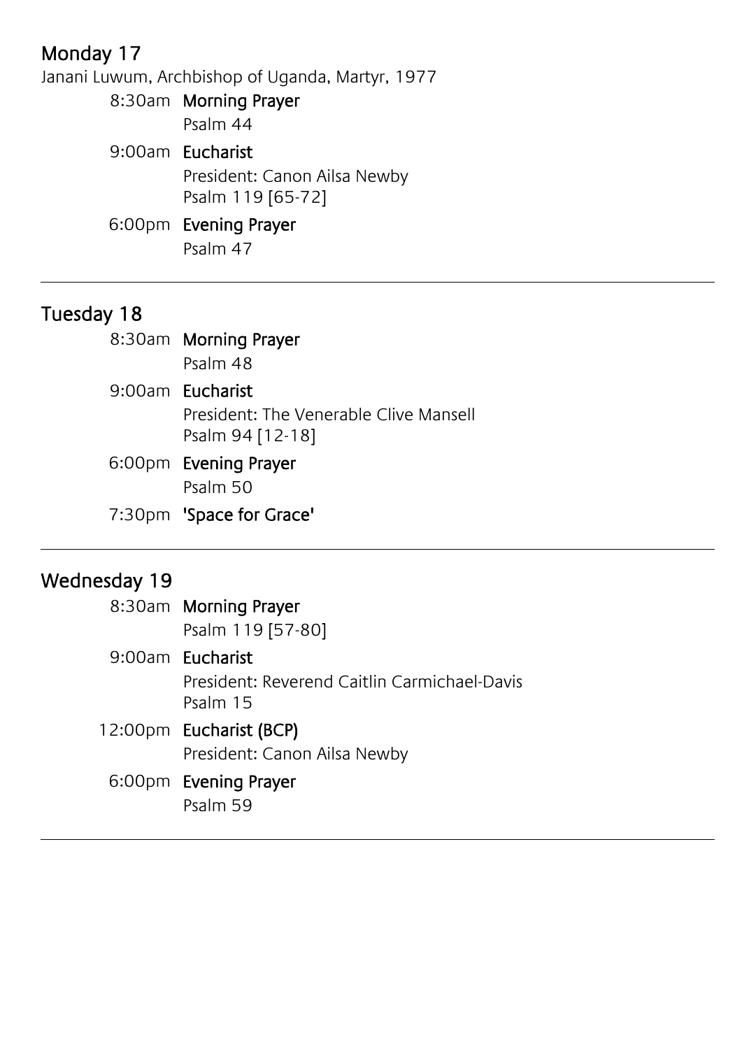## Monday 17

Janani Luwum, Archbishop of Uganda, Martyr, 1977

8:30am **Morning Prayer**
Psalm 44

9:00am **Eucharist**
President: Canon Ailsa Newby
Psalm 119 [65-72]

6:00pm **Evening Prayer**
Psalm 47

---

## Tuesday 18

8:30am **Morning Prayer**
Psalm 48

9:00am **Eucharist**
President: The Venerable Clive Mansell
Psalm 94 [12-18]

6:00pm **Evening Prayer**
Psalm 50

7:30pm **'Space for Grace'**

---

## Wednesday 19

8:30am **Morning Prayer**
Psalm 119 [57-80]

9:00am **Eucharist**
President: Reverend Caitlin Carmichael-Davis
Psalm 15

12:00pm **Eucharist (BCP)**
President: Canon Ailsa Newby

6:00pm **Evening Prayer**
Psalm 59

---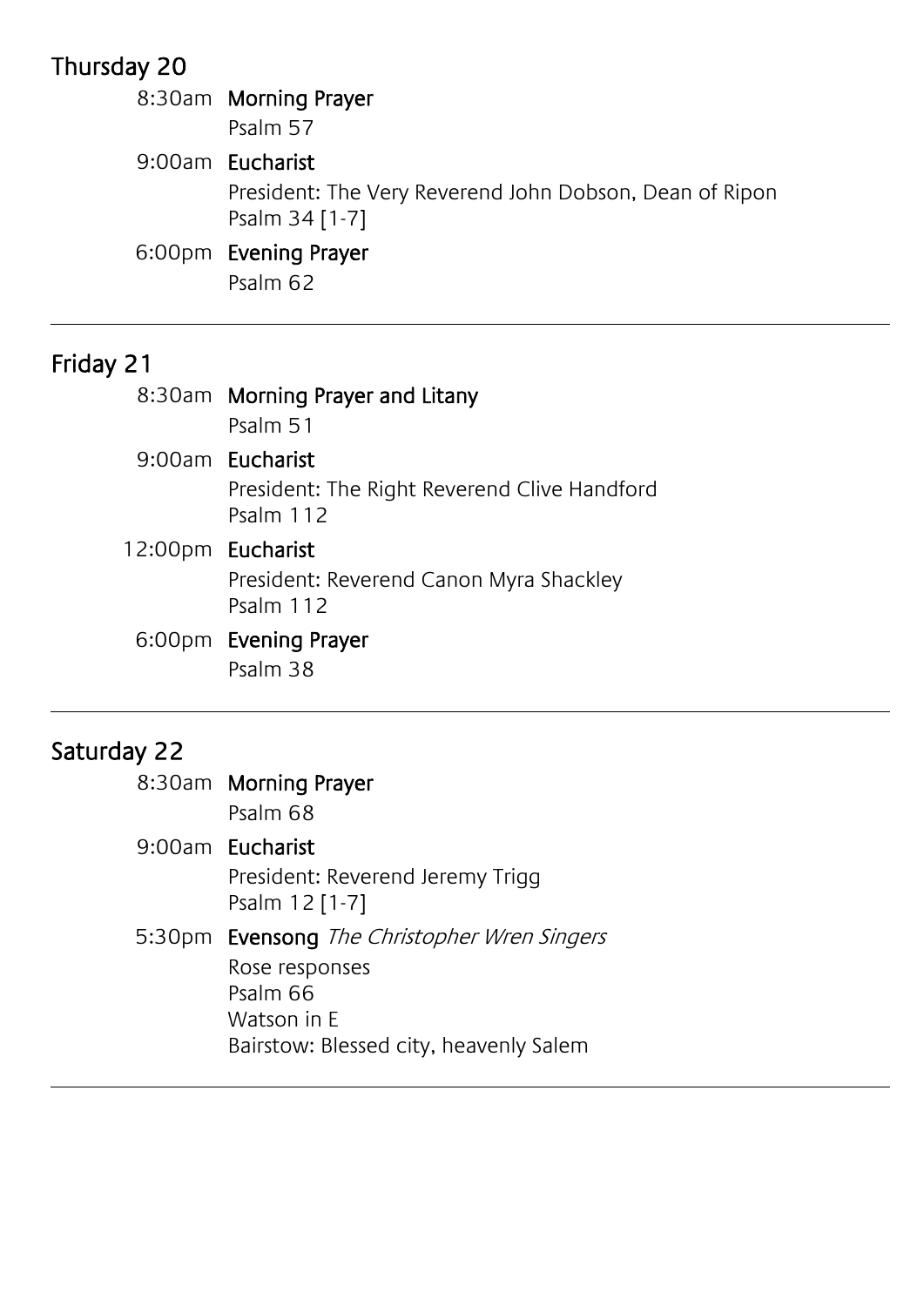## Thursday 20

8:30am **Morning Prayer**
Psalm 57

9:00am **Eucharist**
President: The Very Reverend John Dobson, Dean of Ripon
Psalm 34 [1-7]

6:00pm **Evening Prayer**
Psalm 62

---

## Friday 21

8:30am **Morning Prayer and Litany**
Psalm 51

9:00am **Eucharist**
President: The Right Reverend Clive Handford
Psalm 112

12:00pm **Eucharist**
President: Reverend Canon Myra Shackley
Psalm 112

6:00pm **Evening Prayer**
Psalm 38

---

## Saturday 22

8:30am **Morning Prayer**
Psalm 68

9:00am **Eucharist**
President: Reverend Jeremy Trigg
Psalm 12 [1-7]

5:30pm **Evensong** *The Christopher Wren Singers*
Rose responses
Psalm 66
Watson in E
Bairstow: Blessed city, heavenly Salem

---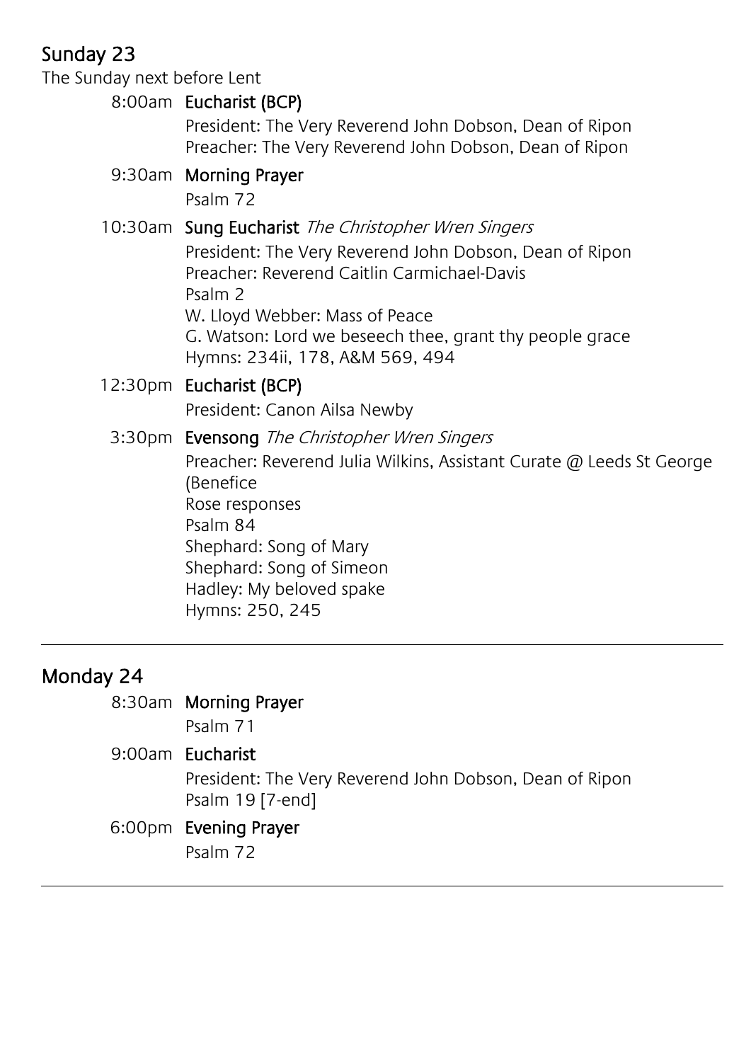## Sunday 23

The Sunday next before Lent

8:00am **Eucharist (BCP)**

President: The Very Reverend John Dobson, Dean of Ripon
Preacher: The Very Reverend John Dobson, Dean of Ripon

9:30am **Morning Prayer**

Psalm 72

10:30am **Sung Eucharist** *The Christopher Wren Singers*

President: The Very Reverend John Dobson, Dean of Ripon
Preacher: Reverend Caitlin Carmichael-Davis
Psalm 2
W. Lloyd Webber: Mass of Peace
G. Watson: Lord we beseech thee, grant thy people grace
Hymns: 234ii, 178, A&M 569, 494

12:30pm **Eucharist (BCP)**

President: Canon Ailsa Newby

3:30pm **Evensong** *The Christopher Wren Singers*

Preacher: Reverend Julia Wilkins, Assistant Curate @ Leeds St George (Benefice
Rose responses
Psalm 84
Shephard: Song of Mary
Shephard: Song of Simeon
Hadley: My beloved spake
Hymns: 250, 245

---

## Monday 24

8:30am **Morning Prayer**

Psalm 71

9:00am **Eucharist**

President: The Very Reverend John Dobson, Dean of Ripon
Psalm 19 [7-end]

6:00pm **Evening Prayer**

Psalm 72

---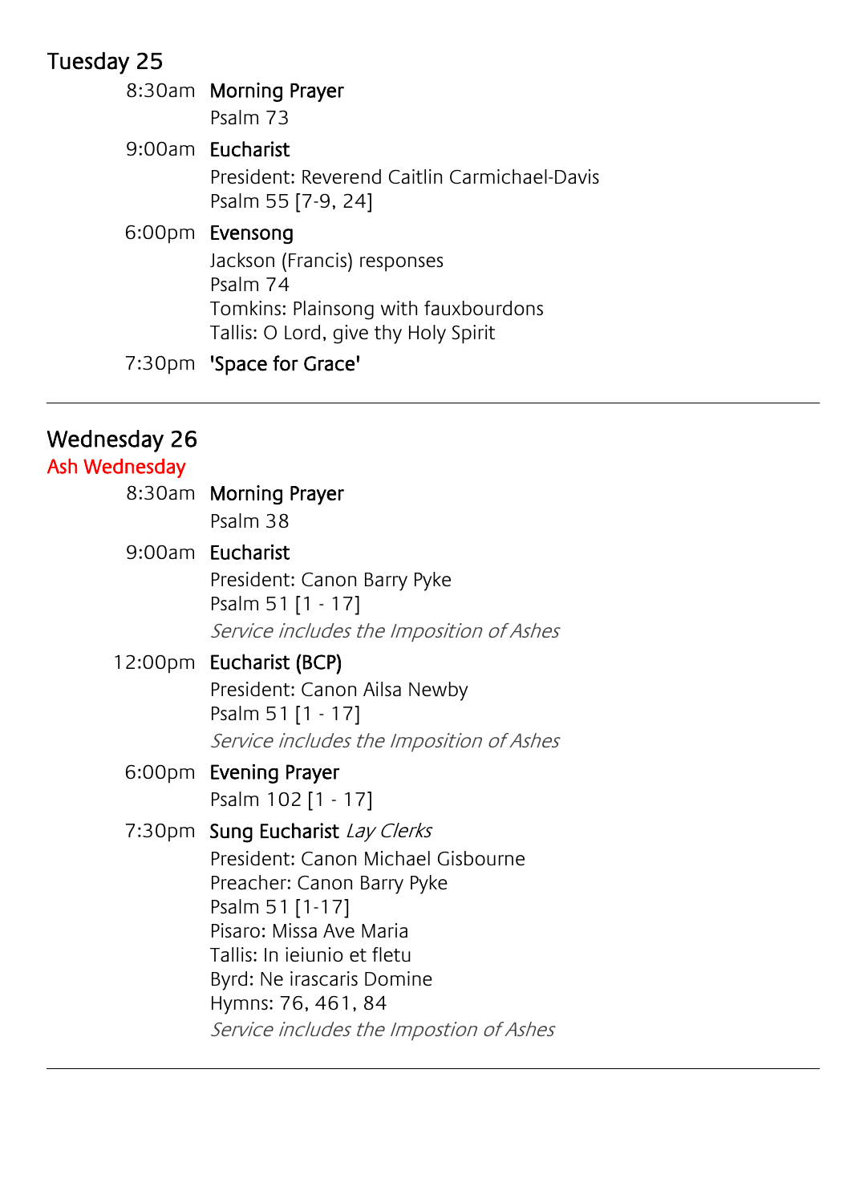## Tuesday 25

8:30am **Morning Prayer**
Psalm 73

9:00am **Eucharist**
President: Reverend Caitlin Carmichael-Davis
Psalm 55 [7-9, 24]

6:00pm **Evensong**
Jackson (Francis) responses
Psalm 74
Tomkins: Plainsong with fauxbourdons
Tallis: O Lord, give thy Holy Spirit

7:30pm **'Space for Grace'**

---

## Wednesday 26
### Ash Wednesday

8:30am **Morning Prayer**
Psalm 38

9:00am **Eucharist**
President: Canon Barry Pyke
Psalm 51 [1 - 17]
*Service includes the Imposition of Ashes*

12:00pm **Eucharist (BCP)**
President: Canon Ailsa Newby
Psalm 51 [1 - 17]
*Service includes the Imposition of Ashes*

6:00pm **Evening Prayer**
Psalm 102 [1 - 17]

7:30pm **Sung Eucharist** *Lay Clerks*
President: Canon Michael Gisbourne
Preacher: Canon Barry Pyke
Psalm 51 [1-17]
Pisaro: Missa Ave Maria
Tallis: In ieiunio et fletu
Byrd: Ne irascaris Domine
Hymns: 76, 461, 84
*Service includes the Impostion of Ashes*

---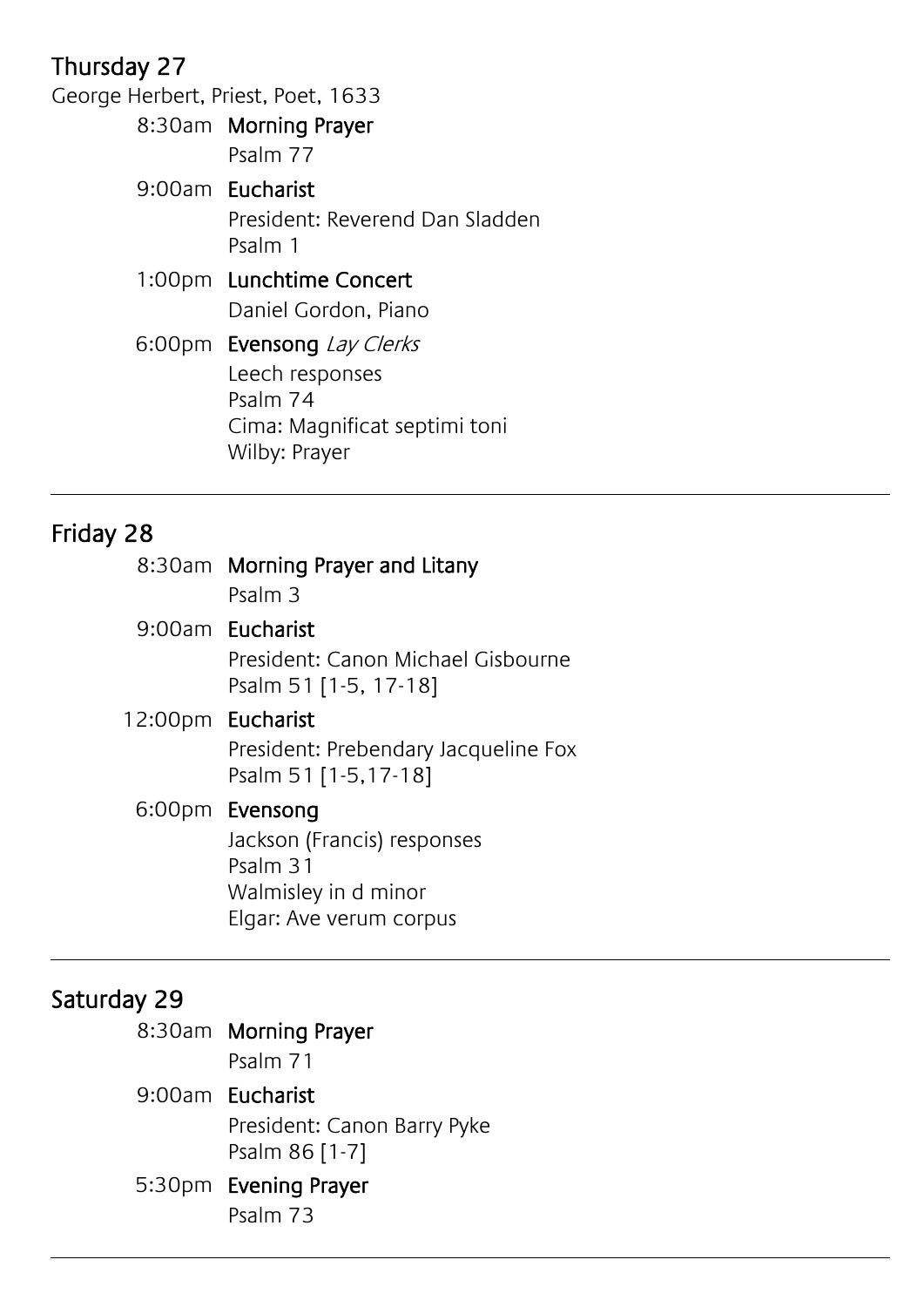## Thursday 27

George Herbert, Priest, Poet, 1633

8:30am **Morning Prayer**
Psalm 77

9:00am **Eucharist**
President: Reverend Dan Sladden
Psalm 1

1:00pm **Lunchtime Concert**
Daniel Gordon, Piano

6:00pm **Evensong** *Lay Clerks*
Leech responses
Psalm 74
Cima: Magnificat septimi toni
Wilby: Prayer

---

## Friday 28

8:30am **Morning Prayer and Litany**
Psalm 3

9:00am **Eucharist**
President: Canon Michael Gisbourne
Psalm 51 [1-5, 17-18]

12:00pm **Eucharist**
President: Prebendary Jacqueline Fox
Psalm 51 [1-5,17-18]

6:00pm **Evensong**
Jackson (Francis) responses
Psalm 31
Walmisley in d minor
Elgar: Ave verum corpus

---

## Saturday 29

8:30am **Morning Prayer**
Psalm 71

9:00am **Eucharist**
President: Canon Barry Pyke
Psalm 86 [1-7]

5:30pm **Evening Prayer**
Psalm 73

---